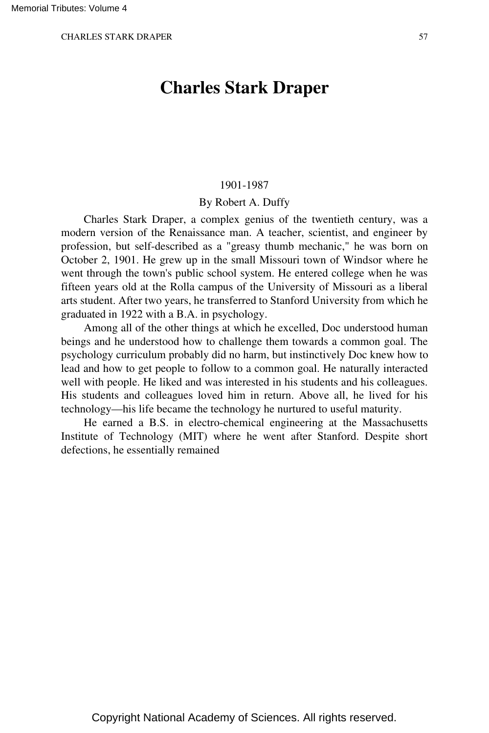# Charles Stark Draper

1901-1987

By Robert A. Duffy

Charles Stark Draper, a complex genius of the twentieth century, was a modern version of the Renaissance man. A teacher, scientist, and engineer by profession, but self-described as a "greasy thumb mechanic," he was born on October 2, 1901. He grew up in the small Missouri town of Windsor where he went through the town's public school system. He entered college when he was fifteen years old at the Rolla campus of the University of Missouri as a liberal arts student. After two years, he transferred to Stanford University from which he graduated in 1922 with a B.A. in psychology.

Among all of the other things at which he excelled, Doc understood human beings and he understood how to challenge them towards a common goal. The psychology curriculum probably did no harm, but instinctively Doc knew how to lead and how to get people to follow to a common goal. He naturally interacted well with people. He liked and was interested in his students and his colleagues. His students and colleagues loved him in return. Above all, he lived for his technology—his life became the technology he nurtured to useful maturity.

He earned a B.S. in electro-chemical engineering at the Massachusetts Institute of Technology (MIT) where he went after Stanford. Despite short defections, he essentially remained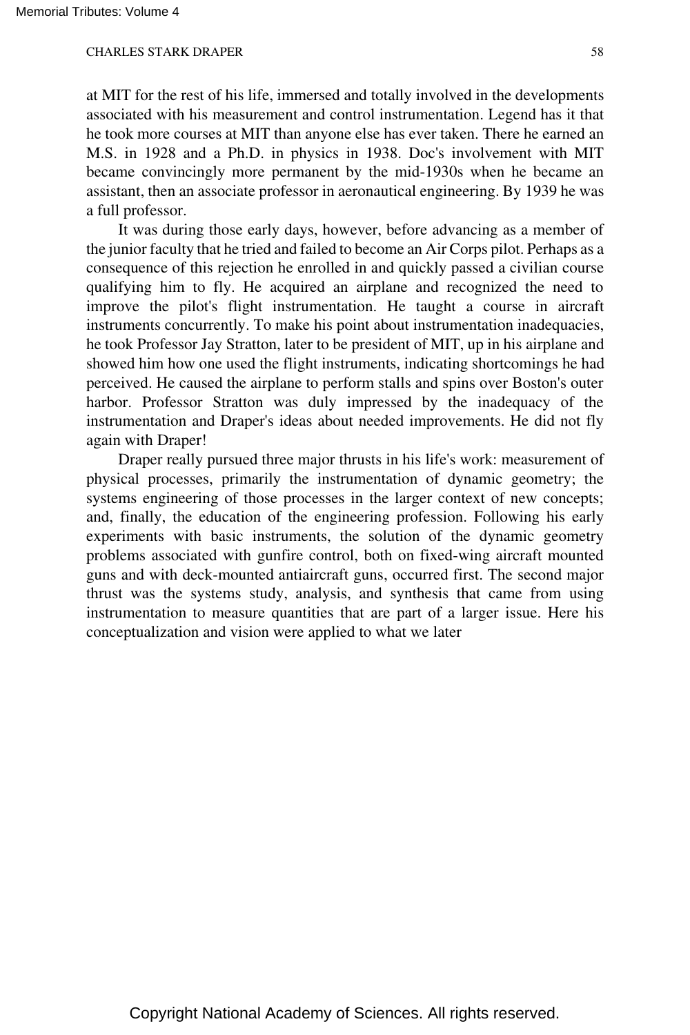at MIT for the rest of his life, immersed and totally involved in the developments associated with his measurement and control instrumentation. Legend has it that he took more courses at MIT than anyone else has ever taken. There he earned an M.S. in 1928 and a Ph.D. in physics in 1938. Doc's involvement with MIT became convincingly more permanent by the mid-1930s when he became an assistant, then an associate professor in aeronautical engineering. By 1939 he was a full professor.

It was during those early days, however, before advancing as a member of the junior faculty that he tried and failed to become an Air Corps pilot. Perhaps as a consequence of this rejection he enrolled in and quickly passed a civilian course qualifying him to fly. He acquired an airplane and recognized the need to improve the pilot's flight instrumentation. He taught a course in aircraft instruments concurrently. To make his point about instrumentation inadequacies, he took Professor Jay Stratton, later to be president of MIT, up in his airplane and showed him how one used the flight instruments, indicating shortcomings he had perceived. He caused the airplane to perform stalls and spins over Boston's outer harbor. Professor Stratton was duly impressed by the inadequacy of the instrumentation and Draper's ideas about needed improvements. He did not fly again with Draper!

Draper really pursued three major thrusts in his life's work: measurement of physical processes, primarily the instrumentation of dynamic geometry; the systems engineering of those processes in the larger context of new concepts; and, finally, the education of the engineering profession. Following his early experiments with basic instruments, the solution of the dynamic geometry problems associated with gunfire control, both on fixed-wing aircraft mounted guns and with deck-mounted antiaircraft guns, occurred first. The second major thrust was the systems study, analysis, and synthesis that came from using instrumentation to measure quantities that are part of a larger issue. Here his conceptualization and vision were applied to what we later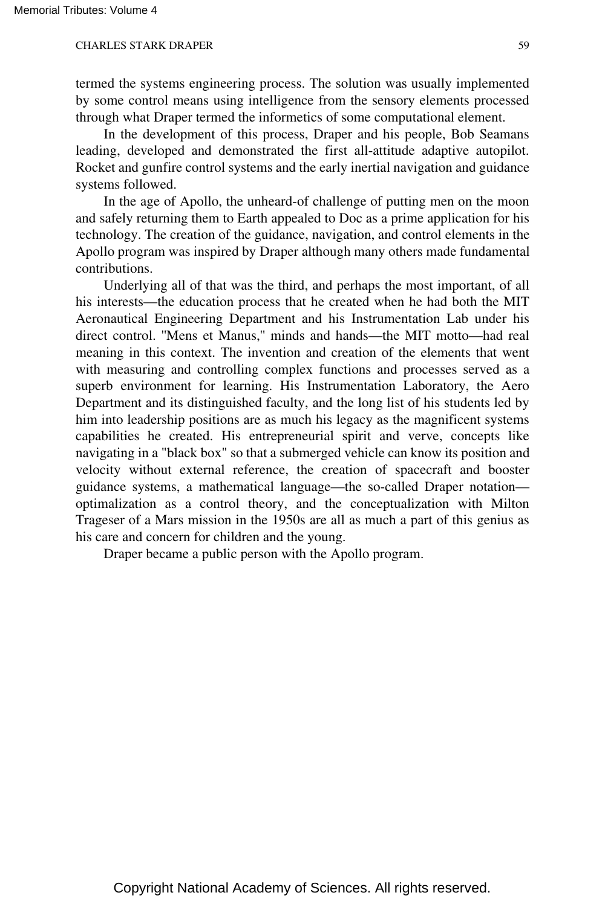termed the systems engineering process. The solution was usually implemented by some control means using intelligence from the sensory elements processed through what Draper termed the informetics of some computational element.

In the development of this process, Draper and his people, Bob Seamans leading, developed and demonstrated the first all-attitude adaptive autopilot. Rocket and gunfire control systems and the early inertial navigation and guidance systems followed.

In the age of Apollo, the unheard-of challenge of putting men on the moon and safely returning them to Earth appealed to Doc as a prime application for his technology. The creation of the guidance, navigation, and control elements in the Apollo program was inspired by Draper although many others made fundamental contributions.

Underlying all of that was the third, and perhaps the most important, of all his interests—the education process that he created when he had both the MIT Aeronautical Engineering Department and his Instrumentation Lab under his direct control. "Mens et Manus," minds and hands—the MIT motto—had real meaning in this context. The invention and creation of the elements that went with measuring and controlling complex functions and processes served as a superb environment for learning. His Instrumentation Laboratory, the Aero Department and its distinguished faculty, and the long list of his students led by him into leadership positions are as much his legacy as the magnificent systems capabilities he created. His entrepreneurial spirit and verve, concepts like navigating in a "black box" so that a submerged vehicle can know its position and velocity without external reference, the creation of spacecraft and booster guidance systems, a mathematical language—the so-called Draper notation—optimalization as a control theory, and the conceptualization with Milton Trageser of a Mars mission in the 1950s are all as much a part of this genius as his care and concern for children and the young.

Draper became a public person with the Apollo program.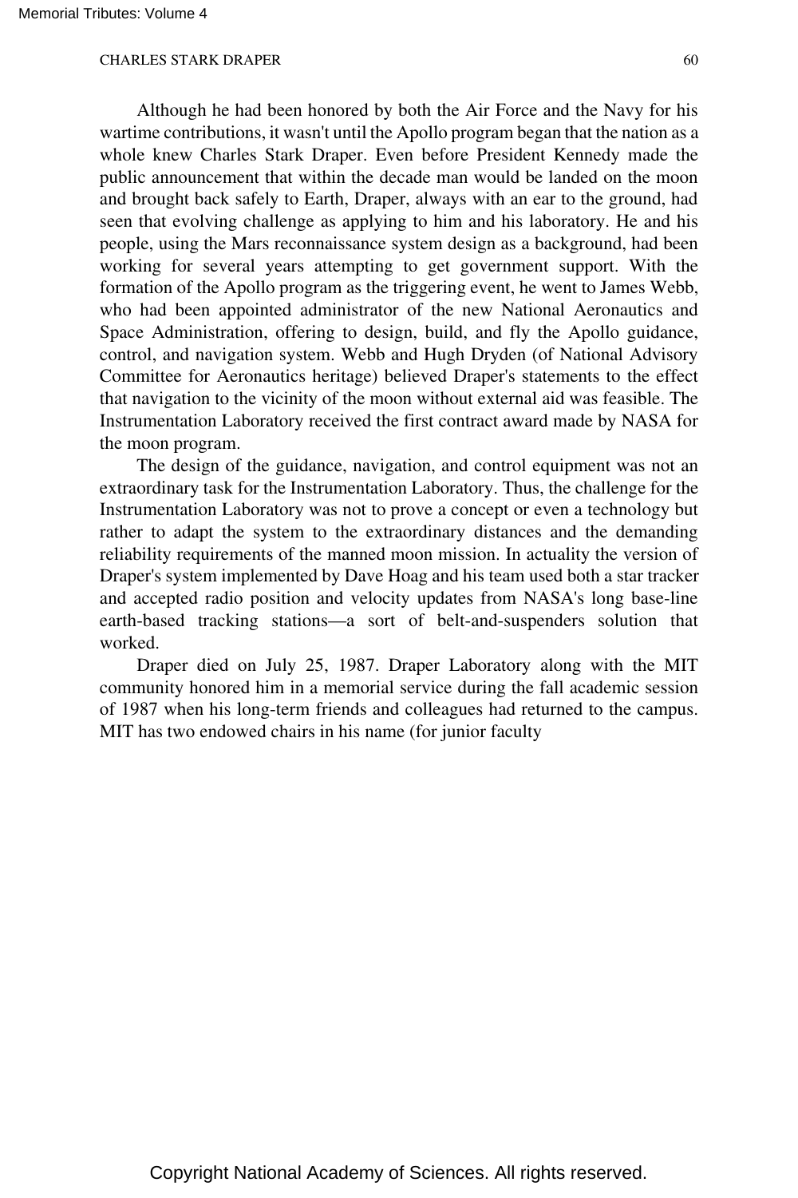Although he had been honored by both the Air Force and the Navy for his wartime contributions, it wasn't until the Apollo program began that the nation as a whole knew Charles Stark Draper. Even before President Kennedy made the public announcement that within the decade man would be landed on the moon and brought back safely to Earth, Draper, always with an ear to the ground, had seen that evolving challenge as applying to him and his laboratory. He and his people, using the Mars reconnaissance system design as a background, had been working for several years attempting to get government support. With the formation of the Apollo program as the triggering event, he went to James Webb, who had been appointed administrator of the new National Aeronautics and Space Administration, offering to design, build, and fly the Apollo guidance, control, and navigation system. Webb and Hugh Dryden (of National Advisory Committee for Aeronautics heritage) believed Draper's statements to the effect that navigation to the vicinity of the moon without external aid was feasible. The Instrumentation Laboratory received the first contract award made by NASA for the moon program.

The design of the guidance, navigation, and control equipment was not an extraordinary task for the Instrumentation Laboratory. Thus, the challenge for the Instrumentation Laboratory was not to prove a concept or even a technology but rather to adapt the system to the extraordinary distances and the demanding reliability requirements of the manned moon mission. In actuality the version of Draper's system implemented by Dave Hoag and his team used both a star tracker and accepted radio position and velocity updates from NASA's long base-line earth-based tracking stations—a sort of belt-and-suspenders solution that worked.

Draper died on July 25, 1987. Draper Laboratory along with the MIT community honored him in a memorial service during the fall academic session of 1987 when his long-term friends and colleagues had returned to the campus. MIT has two endowed chairs in his name (for junior faculty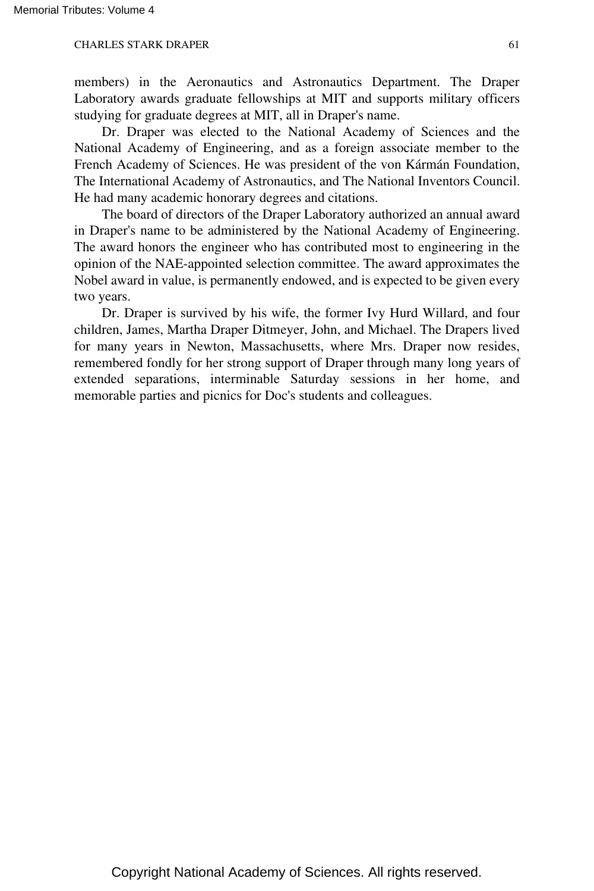members) in the Aeronautics and Astronautics Department. The Draper Laboratory awards graduate fellowships at MIT and supports military officers studying for graduate degrees at MIT, all in Draper's name.

Dr. Draper was elected to the National Academy of Sciences and the National Academy of Engineering, and as a foreign associate member to the French Academy of Sciences. He was president of the von Kármán Foundation, The International Academy of Astronautics, and The National Inventors Council. He had many academic honorary degrees and citations.

The board of directors of the Draper Laboratory authorized an annual award in Draper's name to be administered by the National Academy of Engineering. The award honors the engineer who has contributed most to engineering in the opinion of the NAE-appointed selection committee. The award approximates the Nobel award in value, is permanently endowed, and is expected to be given every two years.

Dr. Draper is survived by his wife, the former Ivy Hurd Willard, and four children, James, Martha Draper Ditmeyer, John, and Michael. The Drapers lived for many years in Newton, Massachusetts, where Mrs. Draper now resides, remembered fondly for her strong support of Draper through many long years of extended separations, interminable Saturday sessions in her home, and memorable parties and picnics for Doc's students and colleagues.